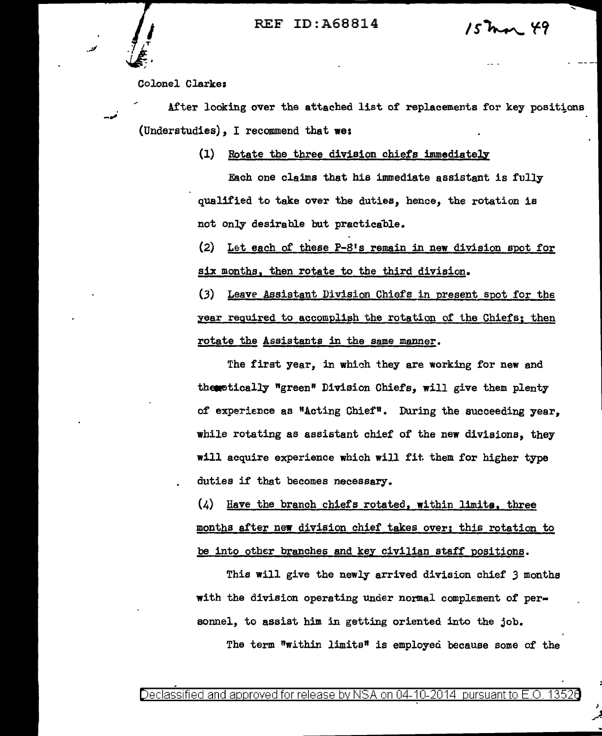REF ID:A68814

15 Mar 49

Colonel Clarke:

After looking over the attached list of replacements for key positions (Understudies), I recommend that we:

(1) Rotate the three division chiefs immediately

Each one claims that his immediate assistant is fully qualified to take over the duties, hence, the rotation is not only desirable but practicable.

(2) Let each of these P-8's remain in new division spot for six months, then rotate to the third division.

(3) Leave Assistant Division Chiefs in present spot for the year required to accomplish the rotation of the Chiefs; then rotate the Assistants in the same manner.

The first year, in which they are working for new and theoretically "green" Division Chiefs, will give them plenty of experience as "Acting Chief". During the succeeding year, while rotating as assistant chief of the new divisions, they will acquire experience which will fit them for higher type duties if that becomes necessary.

(4) Have the branch chiefs rotated, within limits, three months after new division chief takes over; this rotation to be into other branches and key civilian staff positions.

This will give the newly arrived division chief 3 months with the division operating under normal complement of personnel, to assist him in getting oriented into the job.

The term "within limits" is employed because some of the

Declassified and approved for release by NSA on 04-10-2014 pursuant to E.O. 13526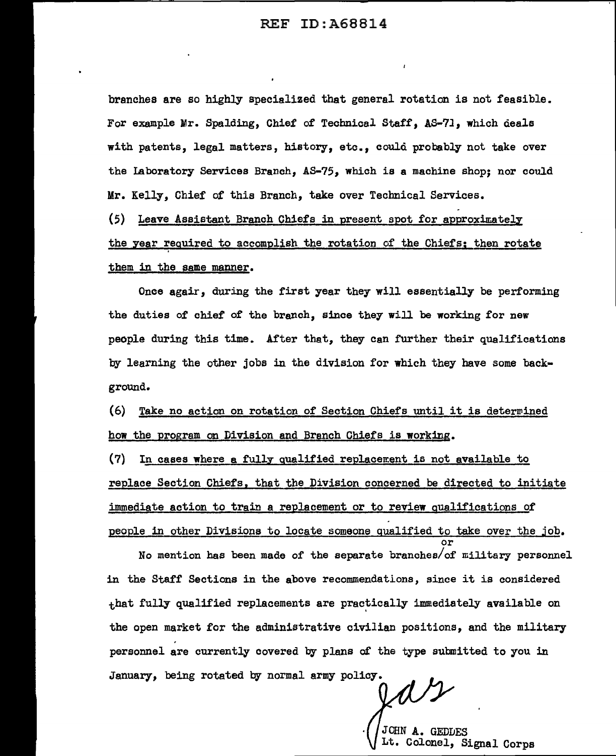branches are so highly specialized that general rotation is not feasible. For example Mr. Spalding, Chief of Technical Staff, AS-71, which deals with patents, legal matters, history, etc., could probably not take over the Laboratory Services Branch, AS-75, which is a machine shop; nor could Mr. Kelly, Chief of this Branch, take over Technical Services.

(5) Leave Assistant Branch Chiefs in present spot for approximately the year required to accomplish the rotation of the Chiefs; then rotate them in the same manner.

Once agair, during the first year they will essentially be performing the duties of chief of the branch, since they will be working for new people during this time. After that, they can further their qualifications by learning the other jobs in the division for which they have some background.

(6) Take no action on rotation of Section Chiefs until it is determined how the program on Division and Branch Chiefs is working.

(7) In cases where a fully qualified replacement is not available to replace Section Chiefs, that the Division concerned be directed to initiate immediate action to train a replacement or to review qualifications of people in other Divisions to locate someone qualified to take over the job.

No mention has been made of the separate branches/or of military personnel in the Staff Sections in the above recommendations, since it is considered that fully qualified replacements are practically immediately available on the open market for the administrative civilian positions, and the military personnel are currently covered by plans of the type submitted to you in January, being rotated by normal army policy.

JOHN A. GEDDES
Lt. Colonel, Signal Corps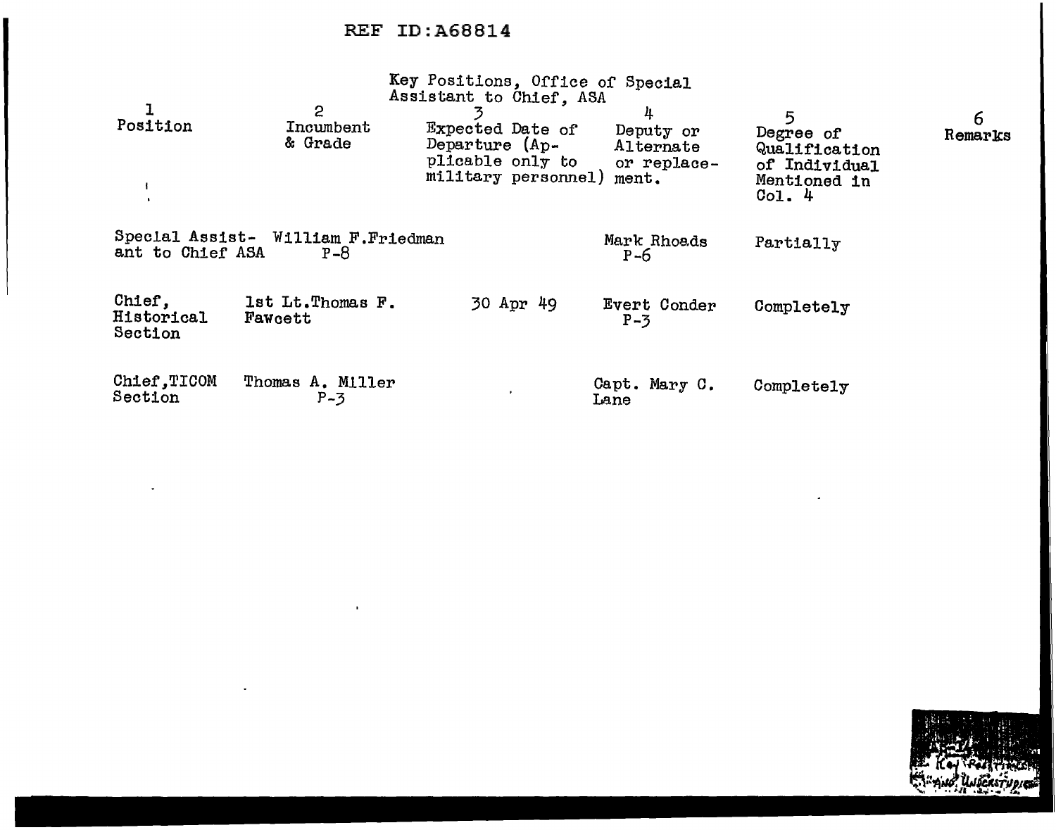REF ID:A68814

Key Positions, Office of Special Assistant to Chief, ASA

| 1<br>Position | 2<br>Incumbent & Grade | 3<br>Expected Date of Departure (Applicable only to military personnel) | 4<br>Deputy or Alternate or replacement. | 5<br>Degree of Qualification of Individual Mentioned in Col. 4 | 6<br>Remarks |
|---|---|---|---|---|---|
| Special Assistant to Chief ASA | William F.Friedman P-8 | | Mark Rhoads P-6 | Partially | |
| Chief, Historical Section | 1st Lt.Thomas F. Fawcett | 30 Apr 49 | Evert Conder P-3 | Completely | |
| Chief,TICOM Section | Thomas A. Miller P-3 | | Capt. Mary C. Lane | Completely | |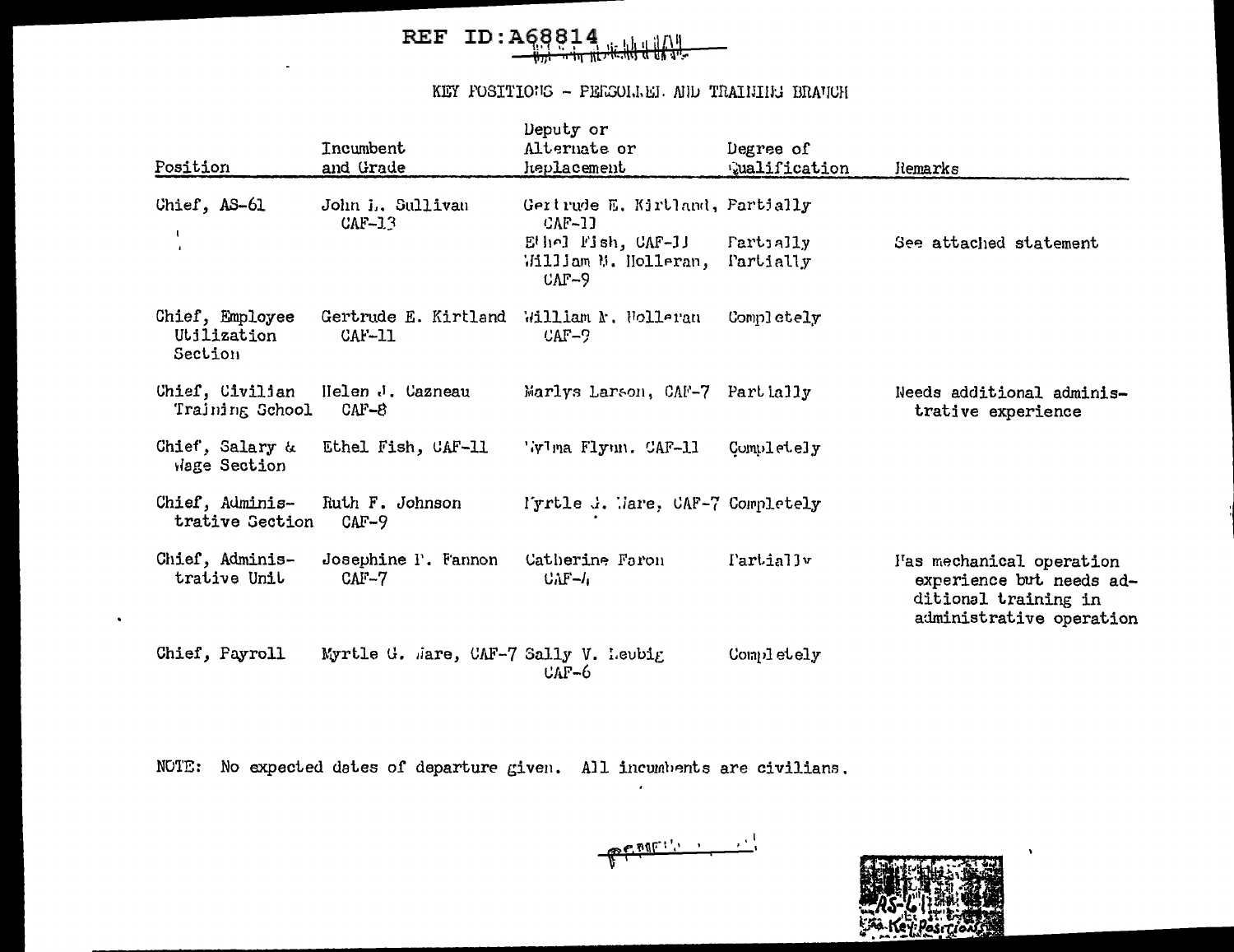REF ID:A68814

## KEY POSITIONS - PERSONNEL AND TRAINING BRANCH

| Position | Incumbent and Grade | Deputy or Alternate or Replacement | Degree of Qualification | Remarks |
|---|---|---|---|---|
| Chief, AS-61 | John L. Sullivan CAF-13 | Gertrude E. Kirtland, CAF-11 | Partially | |
| | | Ethel Fish, CAF-11 | Partially | See attached statement |
| | | William M. Holleran, CAF-9 | Partially | |
| Chief, Employee Utilization Section | Gertrude E. Kirtland CAF-11 | William M. Holleran CAF-9 | Completely | |
| Chief, Civilian Training School | Helen J. Cazneau CAF-8 | Marlys Larson, CAF-7 | Partially | Needs additional administrative experience |
| Chief, Salary & Wage Section | Ethel Fish, CAF-11 | Wylma Flynn. CAF-11 | Completely | |
| Chief, Administrative Section | Ruth F. Johnson CAF-9 | Myrtle G. Ware, CAF-7 | Completely | |
| Chief, Administrative Unit | Josephine P. Fannon CAF-7 | Catherine Faron CAF-4 | Partially | Has mechanical operation experience but needs additional training in administrative operation |
| Chief, Payroll | Myrtle G. Ware, CAF-7 | Sally V. Leubig CAF-6 | Completely | |

NOTE: No expected dates of departure given. All incumbents are civilians.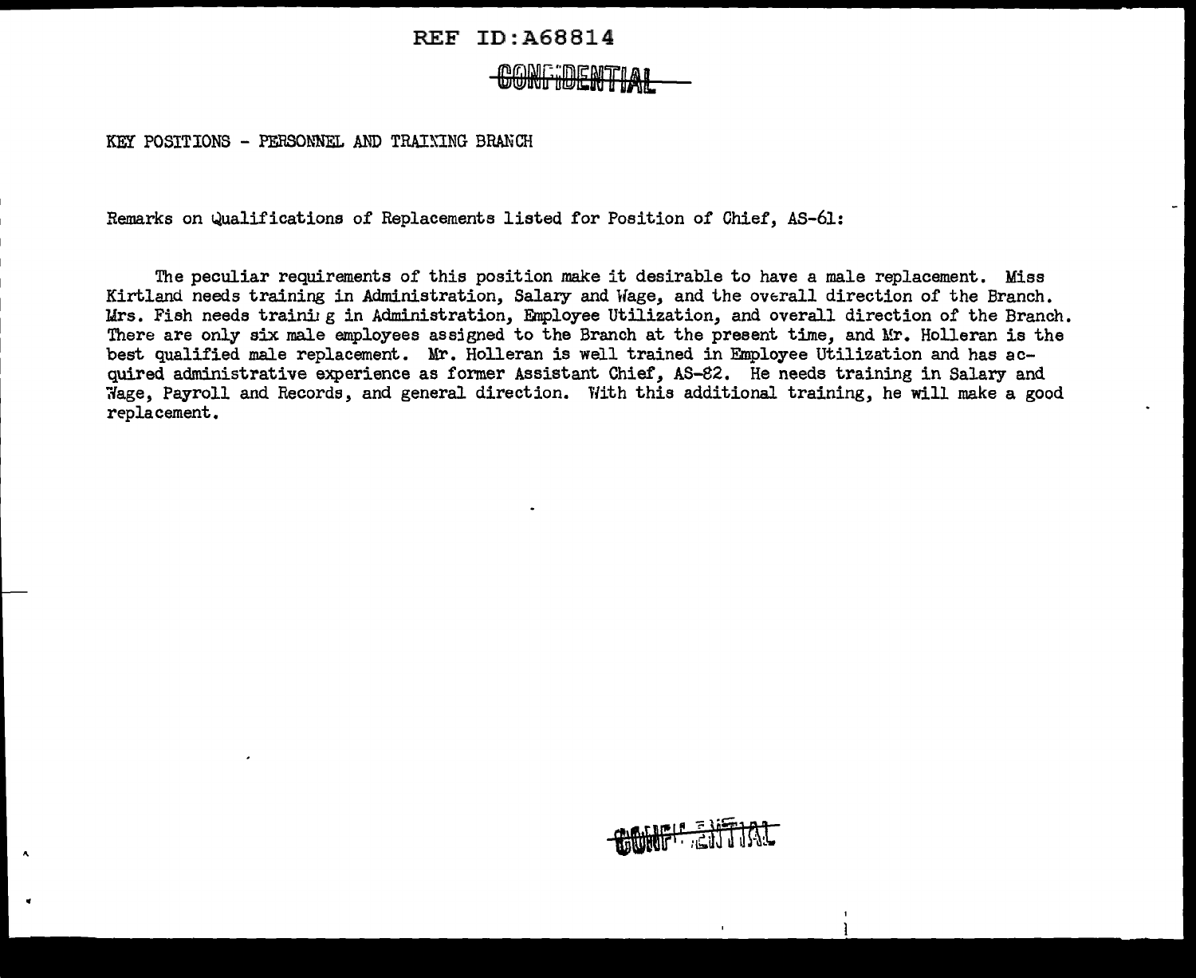REF ID:A68814

CONFIDENTIAL

KEY POSITIONS - PERSONNEL AND TRAINING BRANCH

Remarks on Qualifications of Replacements listed for Position of Chief, AS-61:

The peculiar requirements of this position make it desirable to have a male replacement. Miss Kirtland needs training in Administration, Salary and Wage, and the overall direction of the Branch. Mrs. Fish needs training in Administration, Employee Utilization, and overall direction of the Branch. There are only six male employees assigned to the Branch at the present time, and Mr. Holleran is the best qualified male replacement. Mr. Holleran is well trained in Employee Utilization and has acquired administrative experience as former Assistant Chief, AS-82. He needs training in Salary and Wage, Payroll and Records, and general direction. With this additional training, he will make a good replacement.

CONFIDENTIAL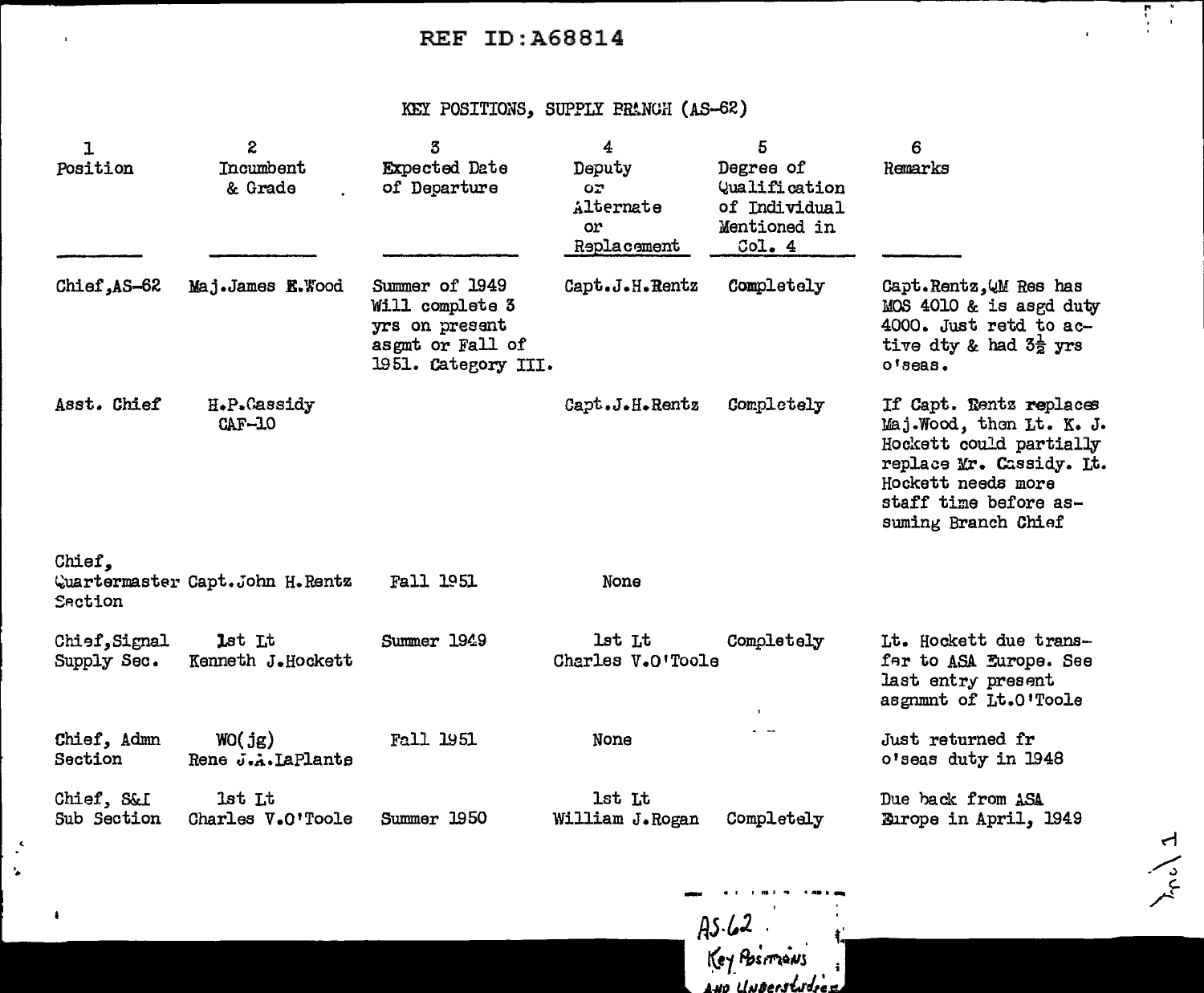REF ID:A68814

## KEY POSITIONS, SUPPLY BRANCH (AS-62)

| 1<br>Position | 2<br>Incumbent & Grade | 3<br>Expected Date of Departure | 4<br>Deputy or Alternate or Replacement | 5<br>Degree of Qualification of Individual Mentioned in Col. 4 | 6<br>Remarks |
|---|---|---|---|---|---|
| Chief, AS-62 | Maj. James E. Wood | Summer of 1949 Will complete 3 yrs on present asgmt or Fall of 1951. Category III. | Capt. J.H. Rentz | Completely | Capt. Rentz, QM Res has MOS 4010 & is asgd duty 4000. Just retd to active dty & had 3½ yrs o'seas. |
| Asst. Chief | H.P. Cassidy CAF-10 | | Capt. J.H. Rentz | Completely | If Capt. Rentz replaces Maj. Wood, then Lt. K. J. Hockett could partially replace Mr. Cassidy. Lt. Hockett needs more staff time before assuming Branch Chief |
| Chief, Quartermaster Section | Capt. John H. Rentz | Fall 1951 | None | | |
| Chief, Signal Supply Sec. | 1st Lt Kenneth J. Hockett | Summer 1949 | 1st Lt Charles V. O'Toole | Completely | Lt. Hockett due transfer to ASA Europe. See last entry present asgnmnt of Lt. O'Toole |
| Chief, Admn Section | WO(jg) Rene J.A. LaPlante | Fall 1951 | None | -- | Just returned fr o'seas duty in 1948 |
| Chief, S&I Sub Section | 1st Lt Charles V. O'Toole | Summer 1950 | 1st Lt William J. Rogan | Completely | Due back from ASA Europe in April, 1949 |

AS-62
Key Positions
and Understudies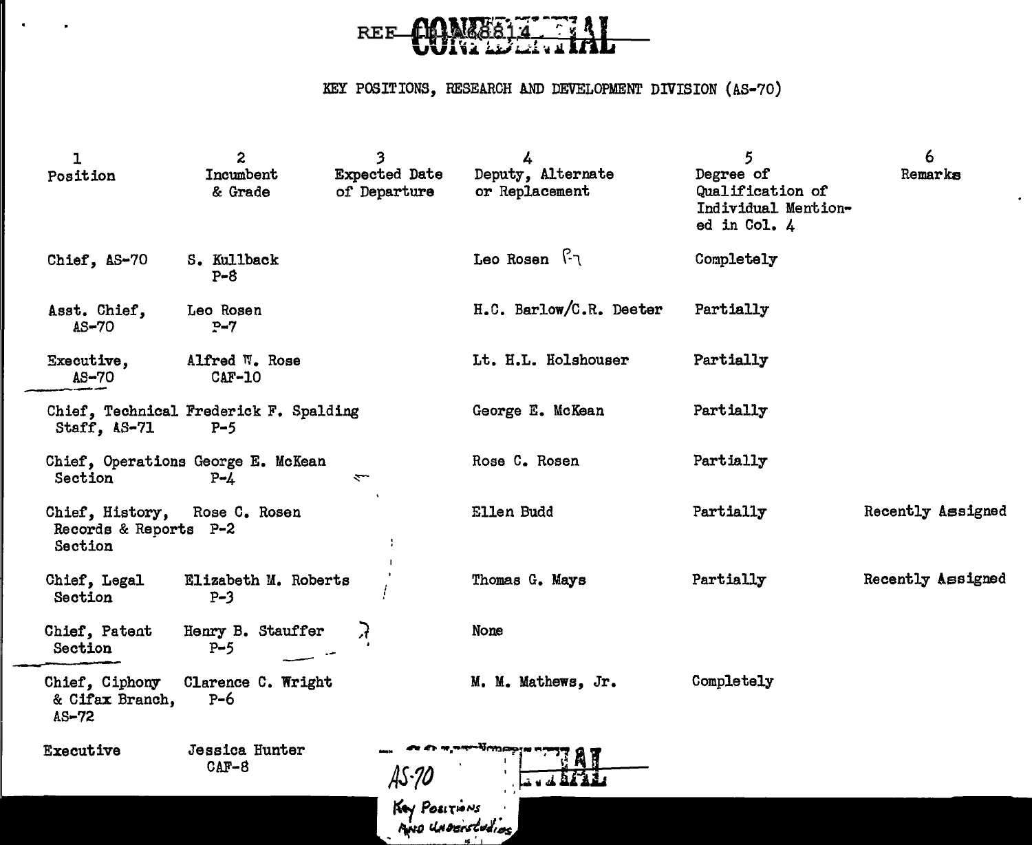REF ID:A68814

CONFIDENTIAL

KEY POSITIONS, RESEARCH AND DEVELOPMENT DIVISION (AS-70)

| 1 Position | 2 Incumbent & Grade | 3 Expected Date of Departure | 4 Deputy, Alternate or Replacement | 5 Degree of Qualification of Individual Mentioned in Col. 4 | 6 Remarks |
|---|---|---|---|---|---|
| Chief, AS-70 | S. Kullback P-8 | | Leo Rosen P-7 | Completely | |
| Asst. Chief, AS-70 | Leo Rosen P-7 | | H.C. Barlow/C.R. Deeter | Partially | |
| Executive, AS-70 | Alfred W. Rose CAF-10 | | Lt. H.L. Holshouser | Partially | |
| Chief, Technical Staff, AS-71 | Frederick F. Spalding P-5 | | George E. McKean | Partially | |
| Chief, Operations Section | George E. McKean P-4 | | Rose C. Rosen | Partially | |
| Chief, History, Records & Reports Section | Rose C. Rosen P-2 | | Ellen Budd | Partially | Recently Assigned |
| Chief, Legal Section | Elizabeth M. Roberts P-3 | | Thomas G. Mays | Partially | Recently Assigned |
| Chief, Patent Section | Henry B. Stauffer P-5 | | None | | |
| Chief, Ciphony & Cifax Branch, AS-72 | Clarence C. Wright P-6 | | M. M. Mathews, Jr. | Completely | |
| Executive | Jessica Hunter CAF-8 | | | | |

CONFIDENTIAL

AS-70
Key Positions and Understudies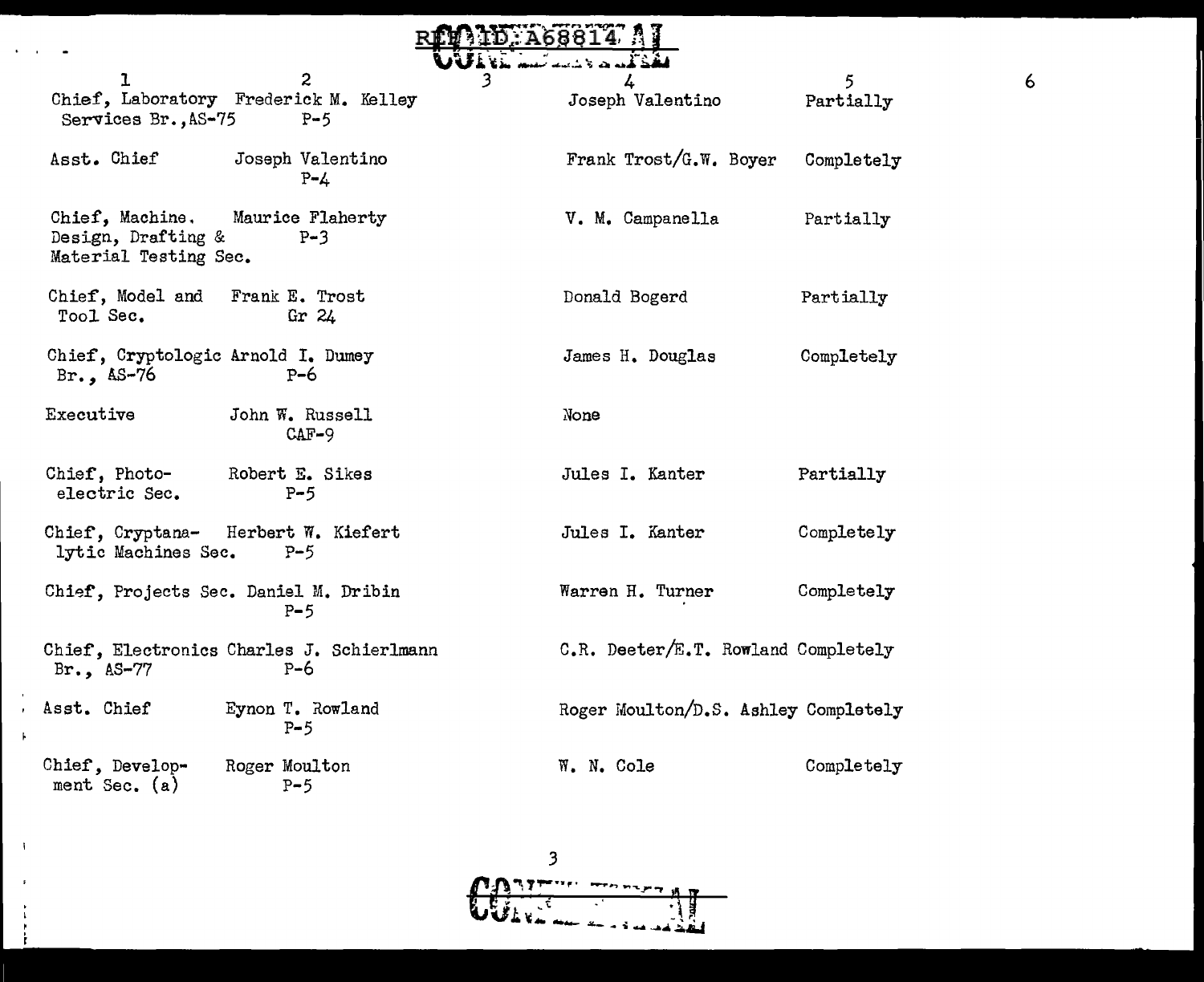REF ID:A68814

CONFIDENTIAL

| 1 | 2 | 3 | 4 | 5 | 6 |
|---|---|---|---|---|---|
| Chief, Laboratory Services Br., AS-75 | Frederick M. Kelley P-5 | | Joseph Valentino | Partially | |
| Asst. Chief | Joseph Valentino P-4 | | Frank Trost/G.W. Boyer | Completely | |
| Chief, Machine. Design, Drafting & Material Testing Sec. | Maurice Flaherty P-3 | | V. M. Campanella | Partially | |
| Chief, Model and Tool Sec. | Frank E. Trost Gr 24 | | Donald Bogerd | Partially | |
| Chief, Cryptologic Br., AS-76 | Arnold I. Dumey P-6 | | James H. Douglas | Completely | |
| Executive | John W. Russell CAF-9 | | None | | |
| Chief, Photo-electric Sec. | Robert E. Sikes P-5 | | Jules I. Kanter | Partially | |
| Chief, Cryptanalytic Machines Sec. | Herbert W. Kiefert P-5 | | Jules I. Kanter | Completely | |
| Chief, Projects Sec. | Daniel M. Dribin P-5 | | Warren H. Turner | Completely | |
| Chief, Electronics Br., AS-77 | Charles J. Schierlmann P-6 | | C.R. Deeter/E.T. Rowland | Completely | |
| Asst. Chief | Eynon T. Rowland P-5 | | Roger Moulton/D.S. Ashley | Completely | |
| Chief, Development Sec. (a) | Roger Moulton P-5 | | W. N. Cole | Completely | |

CONFIDENTIAL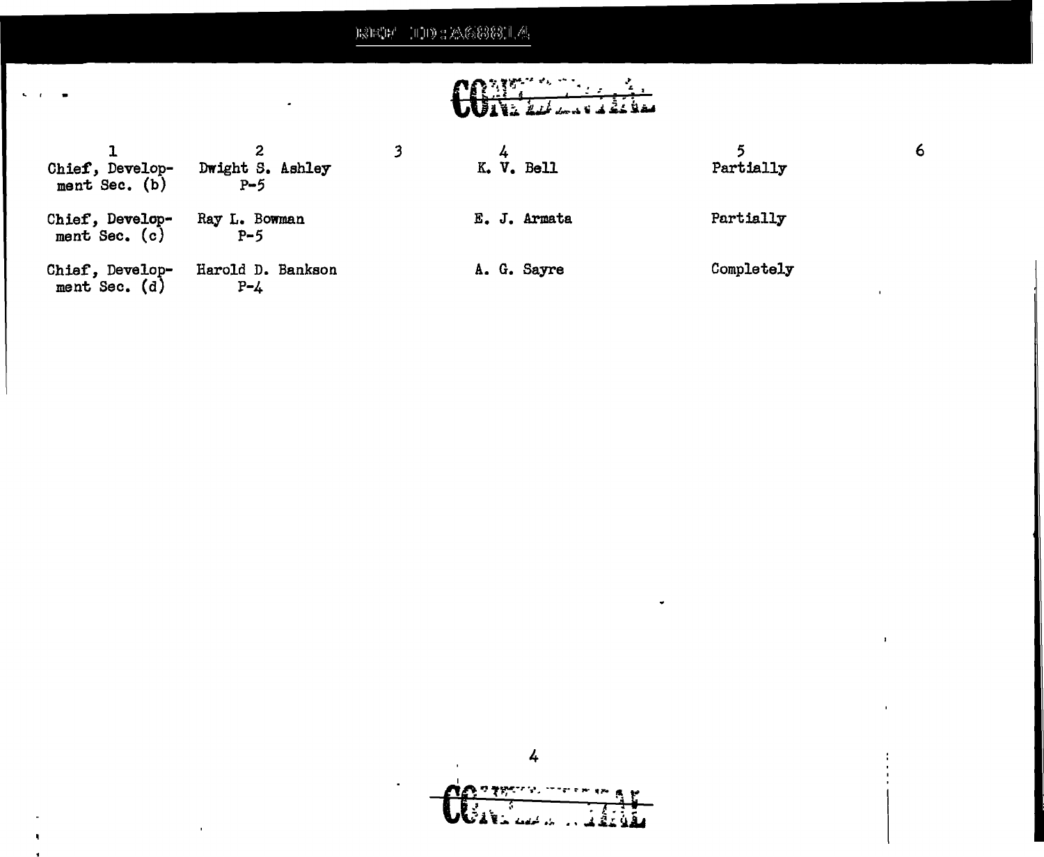CONFIDENTIAL

| 1 | 2 | 3 | 4 | 5 | 6 |
|---|---|---|---|---|---|
| Chief, Development Sec. (b) | Dwight S. Ashley P-5 | | K. V. Bell | Partially | |
| Chief, Development Sec. (c) | Ray L. Bowman P-5 | | E. J. Armata | Partially | |
| Chief, Development Sec. (d) | Harold D. Bankson P-4 | | A. G. Sayre | Completely | |

CONFIDENTIAL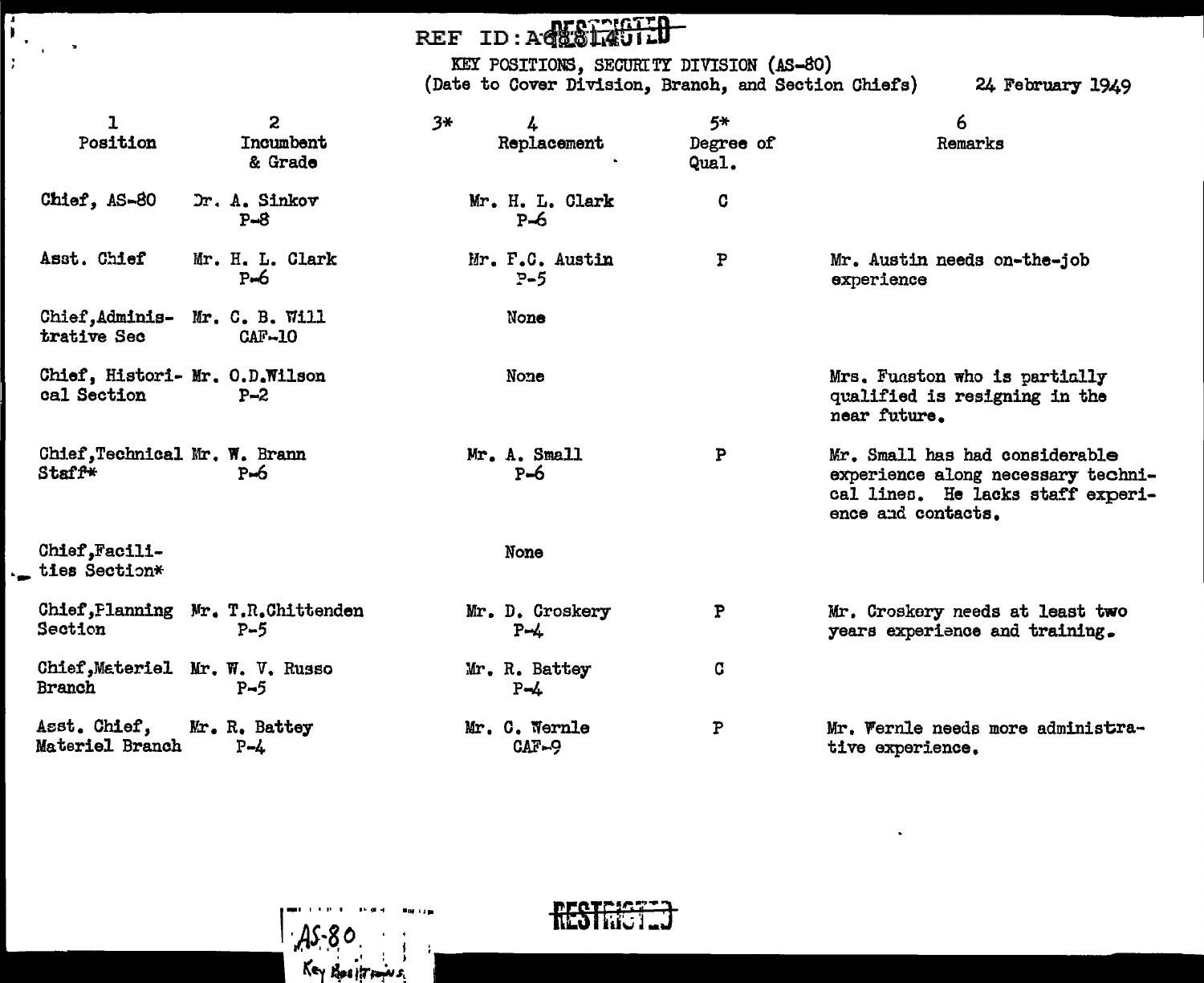REF ID:A68314 RESTRICTED

KEY POSITIONS, SECURITY DIVISION (AS-80)
(Date to Cover Division, Branch, and Section Chiefs) 24 February 1949

| 1 Position | 2 Incumbent & Grade | 3* | 4 Replacement | 5* Degree of Qual. | 6 Remarks |
|---|---|---|---|---|---|
| Chief, AS-80 | Dr. A. Sinkov P-8 | | Mr. H. L. Clark P-6 | C | |
| Asst. Chief | Mr. H. L. Clark P-6 | | Mr. F.C. Austin P-5 | P | Mr. Austin needs on-the-job experience |
| Chief, Administrative Sec | Mr. C. B. Will CAF-10 | | None | | |
| Chief, Historical Section | Mr. O.D.Wilson P-2 | | None | | Mrs. Funston who is partially qualified is resigning in the near future. |
| Chief, Technical Staff* | Mr. W. Brann P-6 | | Mr. A. Small P-6 | P | Mr. Small has had considerable experience along necessary technical lines. He lacks staff experience and contacts. |
| Chief, Facilities Section* | | | None | | |
| Chief, Planning Section | Mr. T.R.Chittenden P-5 | | Mr. D. Croskery P-4 | P | Mr. Croskery needs at least two years experience and training. |
| Chief, Materiel Branch | Mr. W. V. Russo P-5 | | Mr. R. Battey P-4 | C | |
| Asst. Chief, Materiel Branch | Mr. R. Battey P-4 | | Mr. C. Wernle CAF-9 | P | Mr. Wernle needs more administrative experience. |

AS-80
Key Positions

RESTRICTED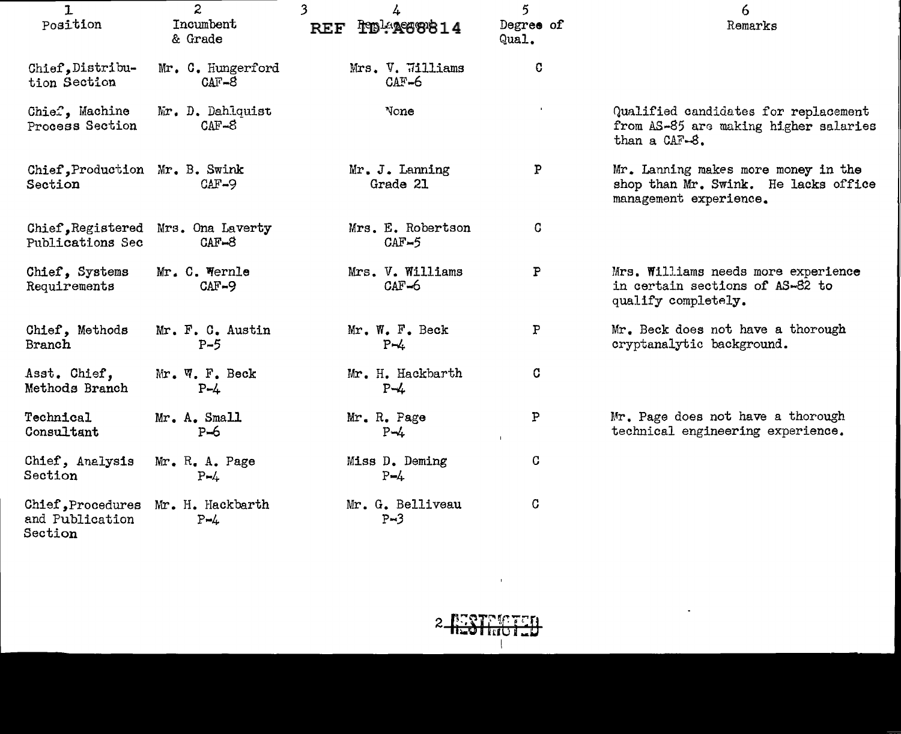| 1 Position | 2 Incumbent & Grade | 3 | 4 Replacement | 5 Degree of Qual. | 6 Remarks |
|---|---|---|---|---|---|
| Chief, Distribution Section | Mr. C. Hungerford CAF-8 | | Mrs. V. Williams CAF-6 | C | |
| Chief, Machine Process Section | Mr. D. Dahlquist CAF-8 | | None | | Qualified candidates for replacement from AS-85 are making higher salaries than a CAF-8. |
| Chief, Production Section | Mr. B. Swink CAF-9 | | Mr. J. Lanning Grade 21 | P | Mr. Lanning makes more money in the shop than Mr. Swink. He lacks office management experience. |
| Chief, Registered Publications Sec | Mrs. Ona Laverty CAF-8 | | Mrs. E. Robertson CAF-5 | C | |
| Chief, Systems Requirements | Mr. C. Wernle CAF-9 | | Mrs. V. Williams CAF-6 | P | Mrs. Williams needs more experience in certain sections of AS-82 to qualify completely. |
| Chief, Methods Branch | Mr. F. C. Austin P-5 | | Mr. W. F. Beck P-4 | P | Mr. Beck does not have a thorough cryptanalytic background. |
| Asst. Chief, Methods Branch | Mr. W. F. Beck P-4 | | Mr. H. Hackbarth P-4 | C | |
| Technical Consultant | Mr. A. Small P-6 | | Mr. R. Page P-4 | P | Mr. Page does not have a thorough technical engineering experience. |
| Chief, Analysis Section | Mr. R. A. Page P-4 | | Miss D. Deming P-4 | C | |
| Chief, Procedures and Publication Section | Mr. H. Hackbarth P-4 | | Mr. G. Belliveau P-3 | C | |

RESTRICTED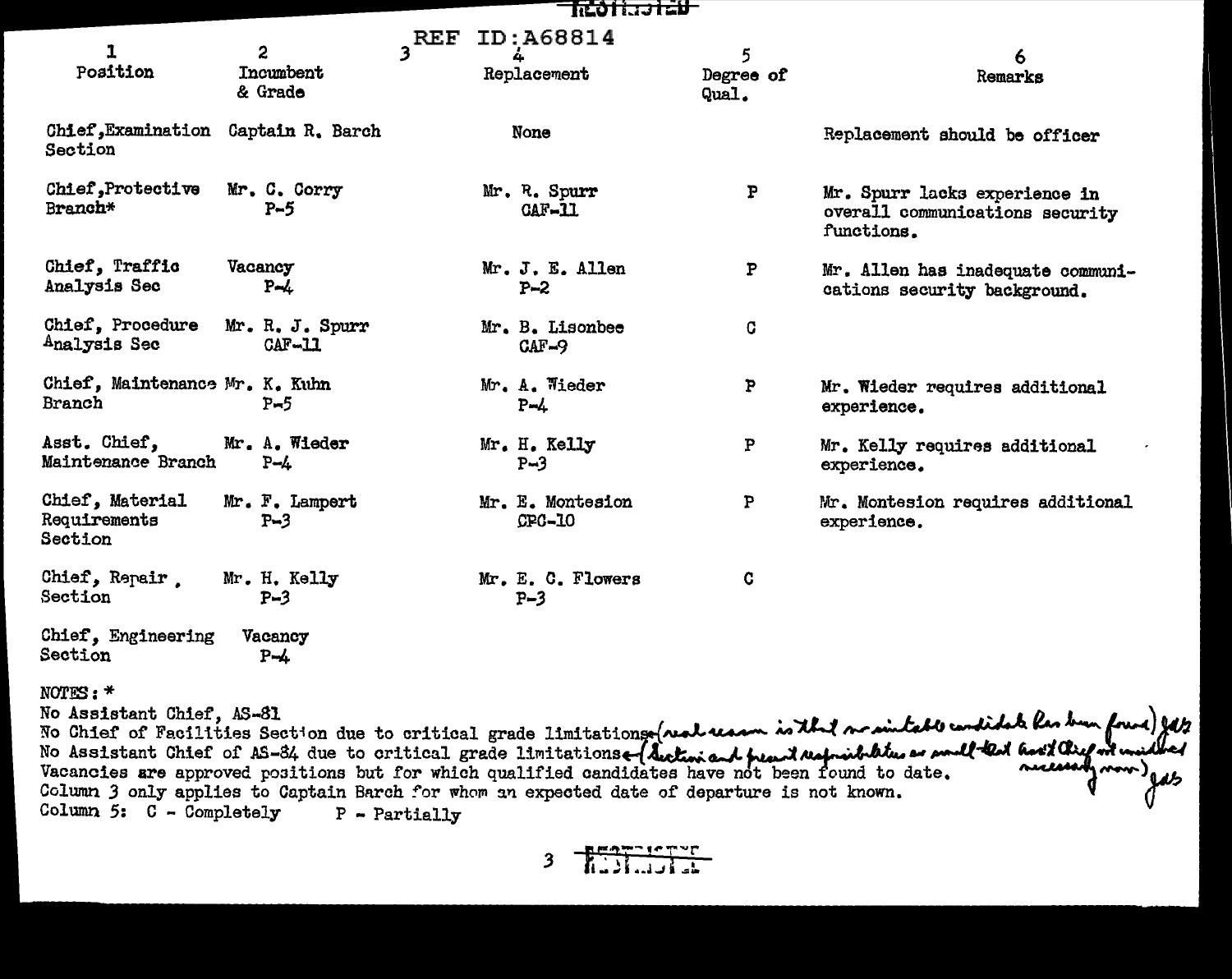REF ID:A68814

| 1<br>Position | 2<br>Incumbent & Grade | 3 | 4<br>Replacement | 5<br>Degree of Qual. | 6<br>Remarks |
|---|---|---|---|---|---|
| Chief, Examination Section | Captain R. Barch | | None | | Replacement should be officer |
| Chief, Protective Branch* | Mr. C. Corry P-5 | | Mr. R. Spurr CAF-11 | P | Mr. Spurr lacks experience in overall communications security functions. |
| Chief, Traffic Analysis Sec | Vacancy P-4 | | Mr. J. E. Allen P-2 | P | Mr. Allen has inadequate communications security background. |
| Chief, Procedure Analysis Sec | Mr. R. J. Spurr CAF-11 | | Mr. B. Lisonbee CAF-9 | C | |
| Chief, Maintenance Branch | Mr. K. Kuhn P-5 | | Mr. A. Wieder P-4 | P | Mr. Wieder requires additional experience. |
| Asst. Chief, Maintenance Branch | Mr. A. Wieder P-4 | | Mr. H. Kelly P-3 | P | Mr. Kelly requires additional experience. |
| Chief, Material Requirements Section | Mr. F. Lampert P-3 | | Mr. E. Montesion CPC-10 | P | Mr. Montesion requires additional experience. |
| Chief, Repair, Section | Mr. H. Kelly P-3 | | Mr. E. C. Flowers P-3 | C | |
| Chief, Engineering Section | Vacancy P-4 | | | | |

NOTES: *
No Assistant Chief, AS-81
No Chief of Facilities Section due to critical grade limitations (real reason is that no suitable candidate has been found) JAS
No Assistant Chief of AS-84 due to critical grade limitations (Section and present responsibilities so small that Ass't Chief not considered necessary now) JAS
Vacancies are approved positions but for which qualified candidates have not been found to date.
Column 3 only applies to Captain Barch for whom an expected date of departure is not known.
Column 5: C - Completely P - Partially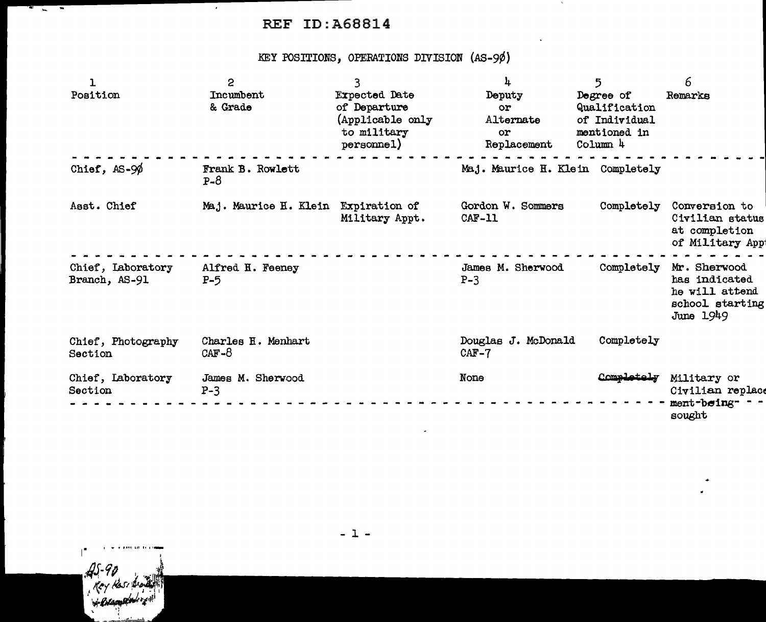REF ID:A68814

# KEY POSITIONS, OPERATIONS DIVISION (AS-90)

| 1<br>Position | 2<br>Incumbent & Grade | 3<br>Expected Date of Departure (Applicable only to military personnel) | 4<br>Deputy or Alternate or Replacement | 5<br>Degree of Qualification of Individual mentioned in Column 4 | 6<br>Remarks |
|---|---|---|---|---|---|
| Chief, AS-90 | Frank B. Rowlett P-8 | | Maj. Maurice H. Klein | Completely | |
| Asst. Chief | Maj. Maurice H. Klein | Expiration of Military Appt. | Gordon W. Sommers CAF-11 | Completely | Conversion to Civilian status at completion of Military Appt |
| Chief, Laboratory Branch, AS-91 | Alfred H. Feeney P-5 | | James M. Sherwood P-3 | Completely | Mr. Sherwood has indicated he will attend school starting June 1949 |
| Chief, Photography Section | Charles H. Menhart CAF-8 | | Douglas J. McDonald CAF-7 | Completely | |
| Chief, Laboratory Section | James M. Sherwood P-3 | | None | ~~Completely~~ | Military or Civilian replacement being sought |

AS-90 Key Positions ...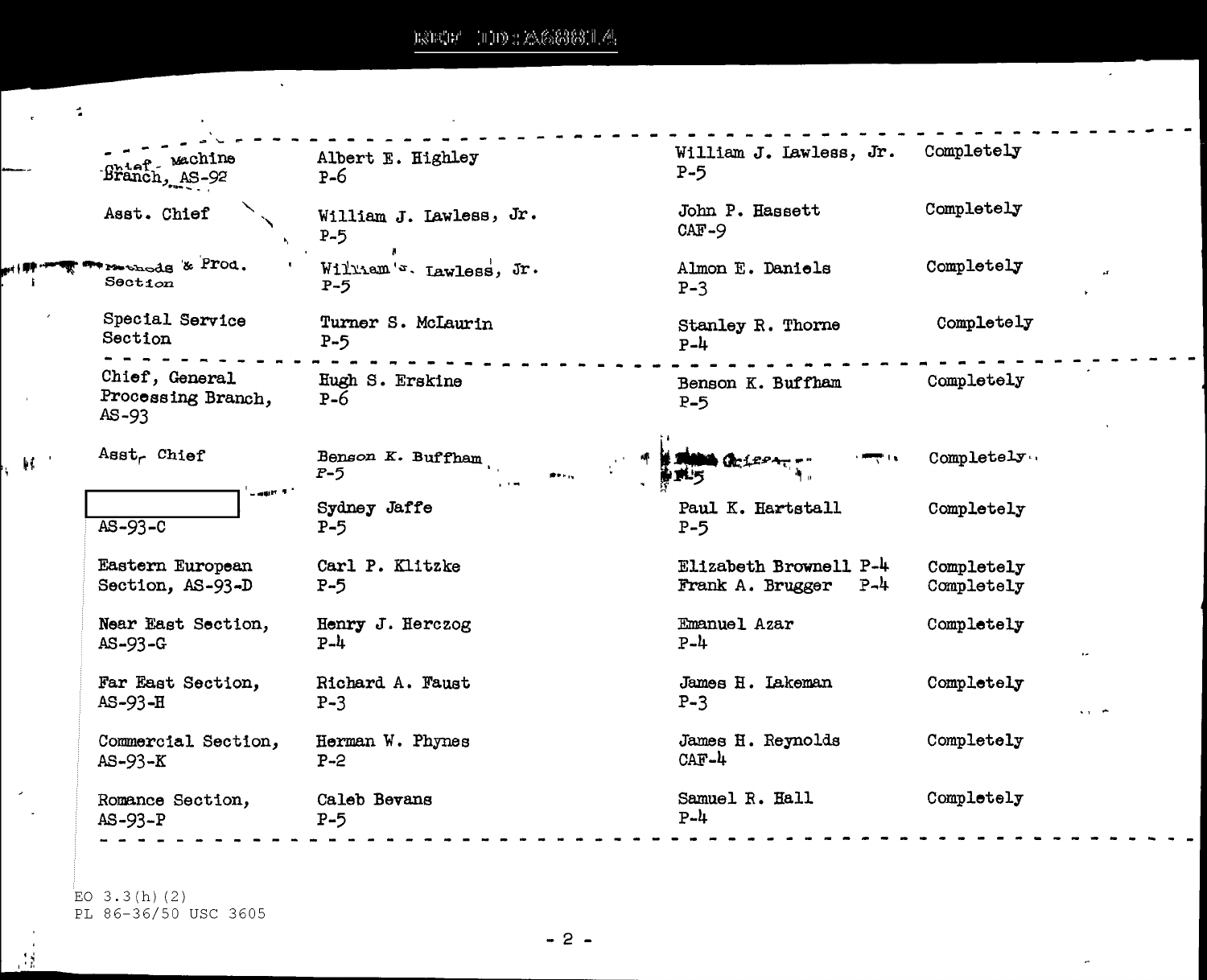| | | | |
|---|---|---|---|
| Chief, Machine Branch, AS-92 | Albert E. Highley P-6 | William J. Lawless, Jr. P-5 | Completely |
| Asst. Chief | William J. Lawless, Jr. P-5 | John P. Hassett CAF-9 | Completely |
| Methods & Prod. Section | William J. Lawless, Jr. P-5 | Almon E. Daniels P-3 | Completely |
| Special Service Section | Turner S. McLaurin P-5 | Stanley R. Thorne P-4 | Completely |
| Chief, General Processing Branch, AS-93 | Hugh S. Erskine P-6 | Benson K. Buffham P-5 | Completely |
| Asst. Chief | Benson K. Buffham P-5 | [illegible] P-5 | Completely |
| [redacted] AS-93-C | Sydney Jaffe P-5 | Paul K. Hartstall P-5 | Completely |
| Eastern European Section, AS-93-D | Carl P. Klitzke P-5 | Elizabeth Brownell P-4<br>Frank A. Brugger P-4 | Completely<br>Completely |
| Near East Section, AS-93-G | Henry J. Herczog P-4 | Emanuel Azar P-4 | Completely |
| Far East Section, AS-93-H | Richard A. Faust P-3 | James H. Lakeman P-3 | Completely |
| Commercial Section, AS-93-K | Herman W. Phynes P-2 | James H. Reynolds CAF-4 | Completely |
| Romance Section, AS-93-P | Caleb Bevans P-5 | Samuel R. Hall P-4 | Completely |

EO 3.3(h)(2)
PL 86-36/50 USC 3605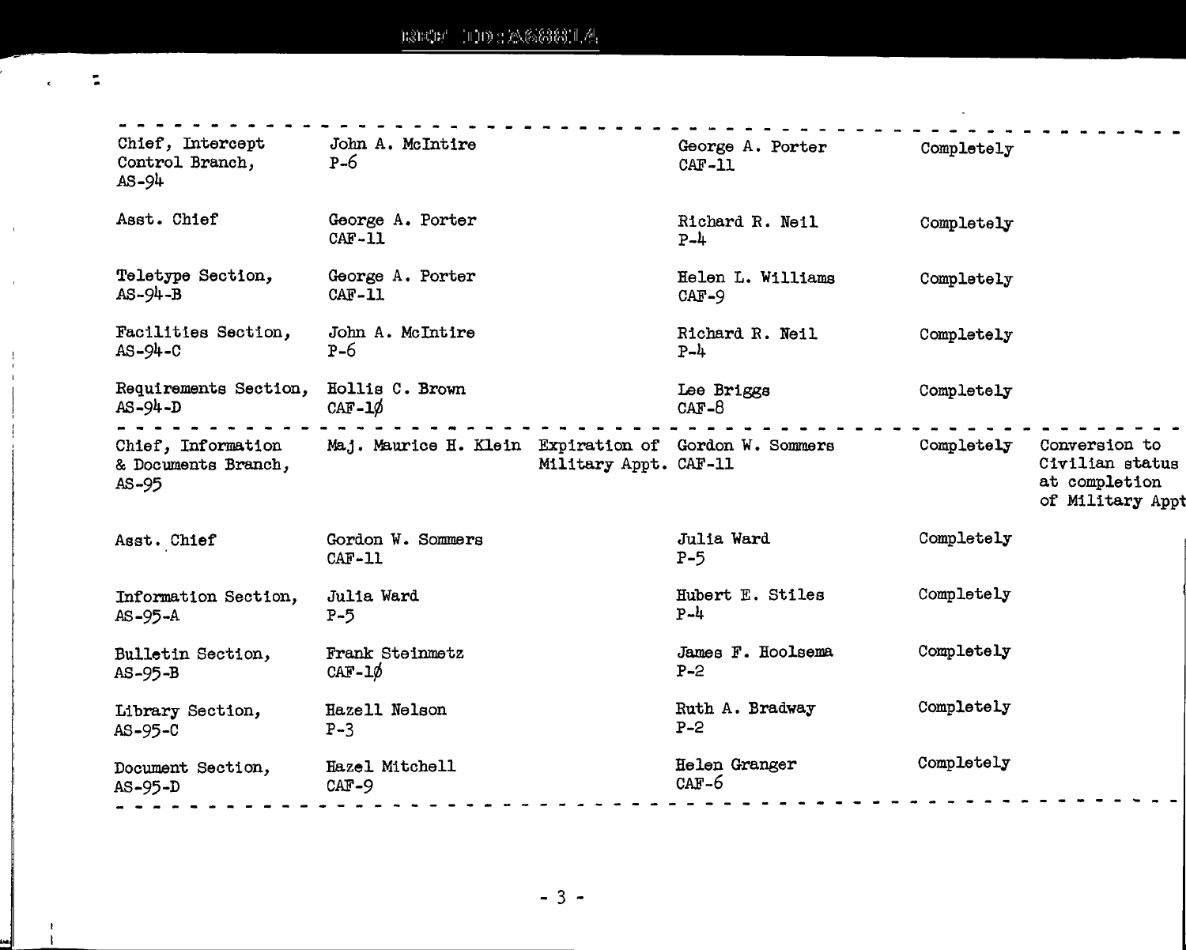| | | | | | |
|---|---|---|---|---|---|
| Chief, Intercept Control Branch, AS-94 | John A. McIntire P-6 | | George A. Porter CAF-11 | Completely | |
| Asst. Chief | George A. Porter CAF-11 | | Richard R. Neil P-4 | Completely | |
| Teletype Section, AS-94-B | George A. Porter CAF-11 | | Helen L. Williams CAF-9 | Completely | |
| Facilities Section, AS-94-C | John A. McIntire P-6 | | Richard R. Neil P-4 | Completely | |
| Requirements Section, AS-94-D | Hollis C. Brown CAF-1∅ | | Lee Briggs CAF-8 | Completely | |
| Chief, Information & Documents Branch, AS-95 | Maj. Maurice H. Klein | Expiration of Military Appt. | Gordon W. Sommers CAF-11 | Completely | Conversion to Civilian status at completion of Military Appt |
| Asst. Chief | Gordon W. Sommers CAF-11 | | Julia Ward P-5 | Completely | |
| Information Section, AS-95-A | Julia Ward P-5 | | Hubert E. Stiles P-4 | Completely | |
| Bulletin Section, AS-95-B | Frank Steinmetz CAF-1∅ | | James F. Hoolsema P-2 | Completely | |
| Library Section, AS-95-C | Hazell Nelson P-3 | | Ruth A. Bradway P-2 | Completely | |
| Document Section, AS-95-D | Hazel Mitchell CAF-9 | | Helen Granger CAF-6 | Completely | |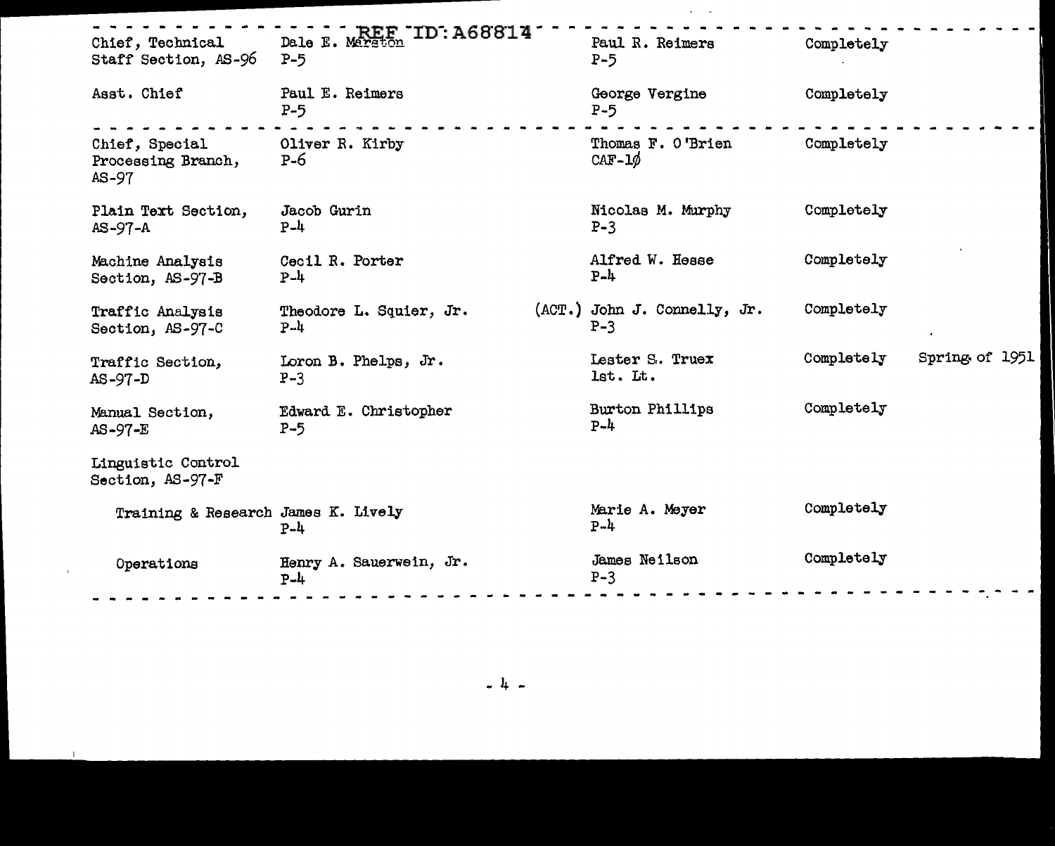| | | | | |
|---|---|---|---|---|
| Chief, Technical Staff Section, AS-96 | Dale E. Marston P-5 | Paul R. Reimers P-5 | Completely | |
| Asst. Chief | Paul E. Reimers P-5 | George Vergine P-5 | Completely | |
| Chief, Special Processing Branch, AS-97 | Oliver R. Kirby P-6 | Thomas F. O'Brien CAF-1ø | Completely | |
| Plain Text Section, AS-97-A | Jacob Gurin P-4 | Nicolas M. Murphy P-3 | Completely | |
| Machine Analysis Section, AS-97-B | Cecil R. Porter P-4 | Alfred W. Hesse P-4 | Completely | |
| Traffic Analysis Section, AS-97-C | Theodore L. Squier, Jr. P-4 | (ACT.) John J. Connelly, Jr. P-3 | Completely | |
| Traffic Section, AS-97-D | Loron B. Phelps, Jr. P-3 | Lester S. Truex 1st. Lt. | Completely | Spring of 1951 |
| Manual Section, AS-97-E | Edward E. Christopher P-5 | Burton Phillips P-4 | Completely | |
| Linguistic Control Section, AS-97-F | | | | |
| Training & Research | James K. Lively P-4 | Marie A. Meyer P-4 | Completely | |
| Operations | Henry A. Sauerwein, Jr. P-4 | James Neilson P-3 | Completely | |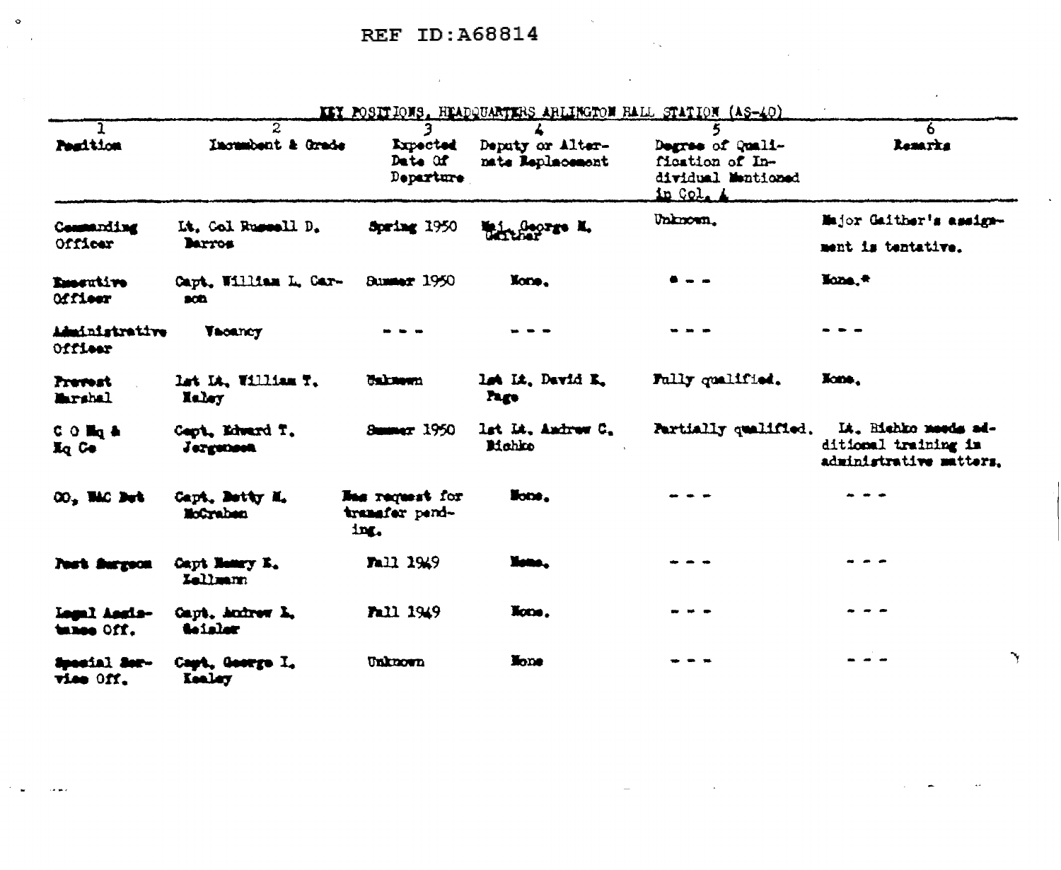REF ID:A68814

KEY POSITIONS, HEADQUARTERS ARLINGTON HALL STATION (AS-40)

| 1 Position | 2 Incumbent & Grade | 3 Expected Date Of Departure | 4 Deputy or Alternate Replacement | 5 Degree of Qualification of Individual Mentioned in Col. 4 | 6 Remarks |
|---|---|---|---|---|---|
| Commanding Officer | Lt. Col Russell D. Barros | Spring 1950 | Maj. George M. Gaither | Unknown. | Major Gaither's assignment is tentative. |
| Executive Officer | Capt. William L. Carson | Summer 1950 | None. | - - - | None.* |
| Administrative Officer | Vacancy | - - - | - - - | - - - | - - - |
| Provost Marshal | 1st Lt. William T. Haley | Unknown | 1st Lt. David E. Page | Fully qualified. | None. |
| C O Hq & Hq Co | Capt. Edward T. Jergensen | Summer 1950 | 1st Lt. Andrew C. Bishko | Partially qualified. | Lt. Bishko needs additional training in administrative matters. |
| CO, WAC Det | Capt. Betty M. McCraben | Has request for transfer pending. | None. | - - - | - - - |
| Post Surgeon | Capt Henry E. Lallmann | Fall 1949 | None. | - - - | - - - |
| Legal Assistance Off. | Capt. Andrew L. Geisler | Fall 1949 | None. | - - - | - - - |
| Special Service Off. | Capt. George I. Kealey | Unknown | None | - - - | - - - |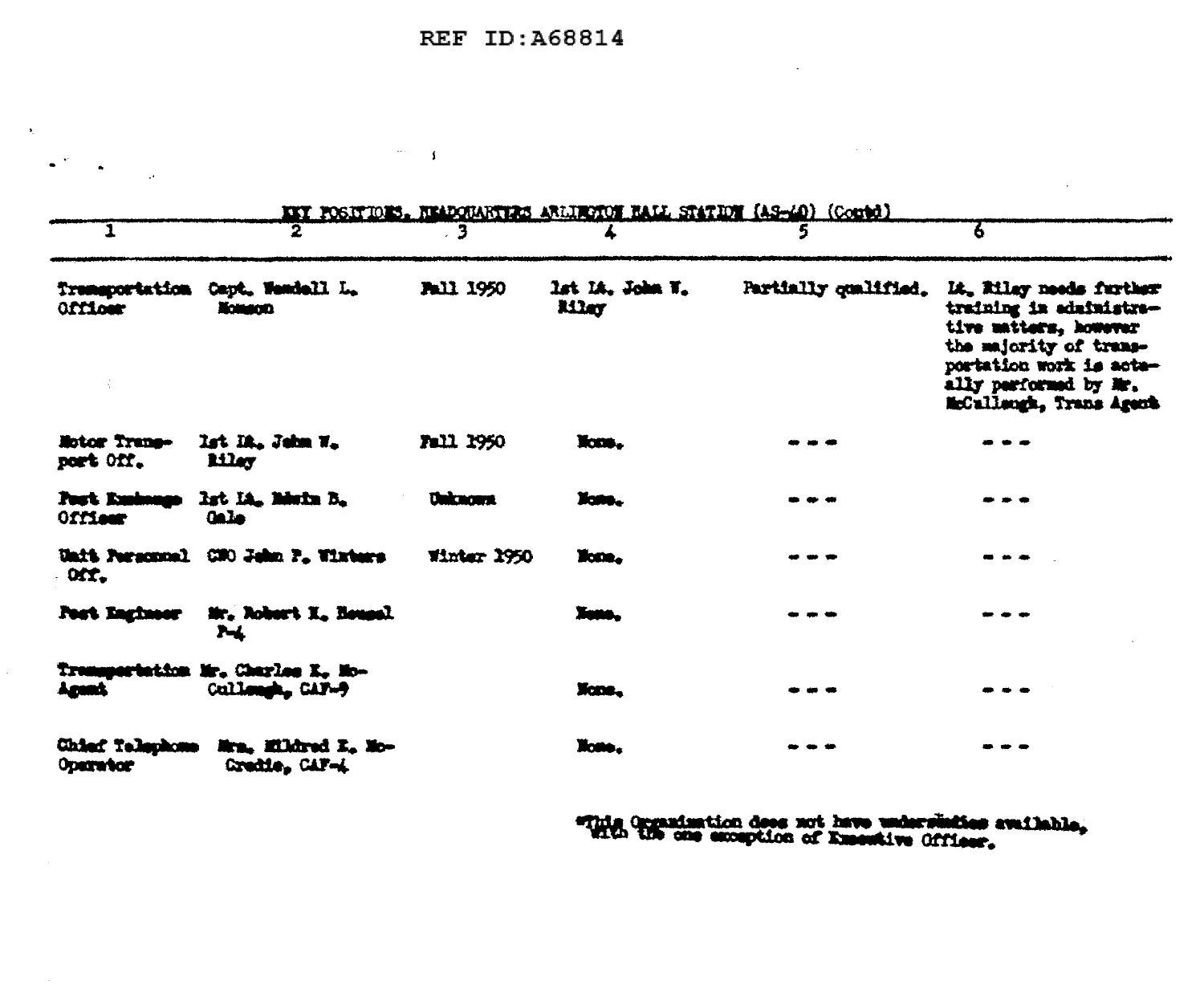REF ID:A68814

KEY POSITIONS, HEADQUARTERS ARLINGTON HALL STATION (AS-40) (Contd)

| 1 | 2 | 3 | 4 | 5 | 6 |
|---|---|---|---|---|---|
| Transportation Officer | Capt. Wendell L. Monson | Fall 1950 | 1st Lt. John W. Riley | Partially qualified. | Lt. Riley needs further training in administrative matters, however the majority of transportation work is actually performed by Mr. McCullough, Trans Agent |
| Motor Transport Off. | 1st Lt. John W. Riley | Fall 1950 | None. | - - - | - - - |
| Post Exchange Officer | 1st Lt. Edwin B. Gale | Unknown | None. | - - - | - - - |
| Unit Personnel Off. | CWO John P. Winters | Winter 1950 | None. | - - - | - - - |
| Post Engineer | Mr. Robert K. Heusel P-4 | | None. | - - - | - - - |
| Transportation Agent | Mr. Charles K. McCullough, CAF-9 | | None. | - - - | - - - |
| Chief Telephone Operator | Mrs. Mildred E. McCredie, CAF-4 | | None. | - - - | - - - |

*This Organization does not have understudies available, with the one exception of Executive Officer.